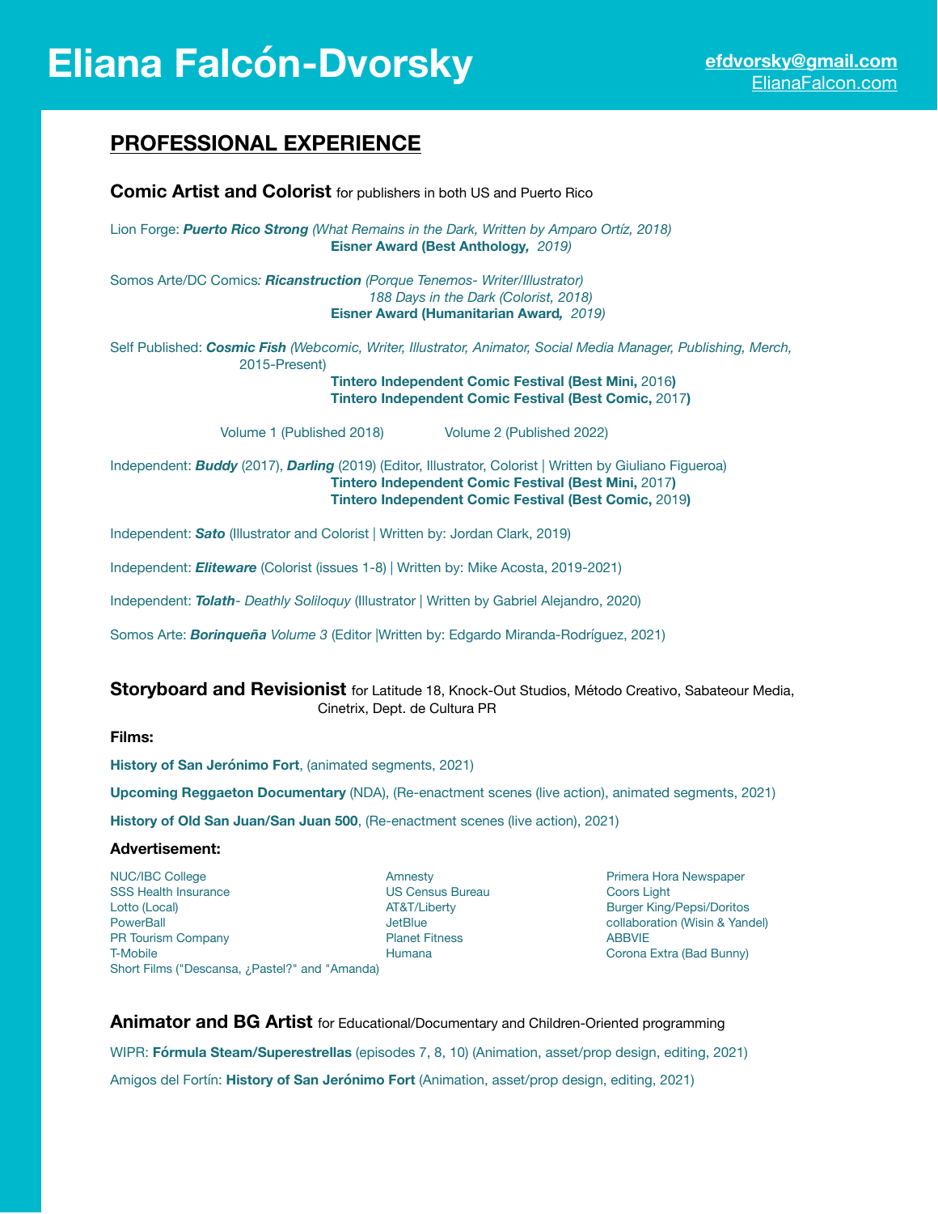# Eliana Falcón-Dvorsky

**efdvorsky@gmail.com**
ElianaFalcon.com

## PROFESSIONAL EXPERIENCE

### Comic Artist and Colorist for publishers in both US and Puerto Rico

Lion Forge: ***Puerto Rico Strong*** *(What Remains in the Dark, Written by Amparo Ortíz, 2018)*
**Eisner Award (Best Anthology,** *2019)*

Somos Arte/DC Comics*:* ***Ricanstruction*** *(Porque Tenemos- Writer/Illustrator)*
*188 Days in the Dark (Colorist, 2018)*
**Eisner Award (Humanitarian Award,** *2019)*

Self Published: ***Cosmic Fish*** *(Webcomic, Writer, Illustrator, Animator, Social Media Manager, Publishing, Merch,* 2015-Present)
**Tintero Independent Comic Festival (Best Mini,** 2016**)**
**Tintero Independent Comic Festival (Best Comic,** 2017**)**

Volume 1 (Published 2018) Volume 2 (Published 2022)

Independent: ***Buddy*** (2017), ***Darling*** (2019) (Editor, Illustrator, Colorist | Written by Giuliano Figueroa)
**Tintero Independent Comic Festival (Best Mini,** 2017**)**
**Tintero Independent Comic Festival (Best Comic,** 2019**)**

Independent: ***Sato*** (Illustrator and Colorist | Written by: Jordan Clark, 2019)

Independent: ***Eliteware*** (Colorist (issues 1-8) | Written by: Mike Acosta, 2019-2021)

Independent: ***Tolath****- Deathly Soliloquy* (Illustrator | Written by Gabriel Alejandro, 2020)

Somos Arte: ***Borinqueña*** *Volume 3* (Editor |Written by: Edgardo Miranda-Rodríguez, 2021)

### Storyboard and Revisionist for Latitude 18, Knock-Out Studios, Método Creativo, Sabateour Media, Cinetrix, Dept. de Cultura PR

**Films:**

**History of San Jerónimo Fort**, (animated segments, 2021)

**Upcoming Reggaeton Documentary** (NDA), (Re-enactment scenes (live action), animated segments, 2021)

**History of Old San Juan/San Juan 500**, (Re-enactment scenes (live action), 2021)

**Advertisement:**

- NUC/IBC College
- SSS Health Insurance
- Lotto (Local)
- PowerBall
- PR Tourism Company
- T-Mobile
- Short Films ("Descansa, ¿Pastel?" and "Amanda)
- Amnesty
- US Census Bureau
- AT&T/Liberty
- JetBlue
- Planet Fitness
- Humana
- Primera Hora Newspaper
- Coors Light
- Burger King/Pepsi/Doritos collaboration (Wisin & Yandel)
- ABBVIE
- Corona Extra (Bad Bunny)

### Animator and BG Artist for Educational/Documentary and Children-Oriented programming

WIPR: **Fórmula Steam/Superestrellas** (episodes 7, 8, 10) (Animation, asset/prop design, editing, 2021)

Amigos del Fortín: **History of San Jerónimo Fort** (Animation, asset/prop design, editing, 2021)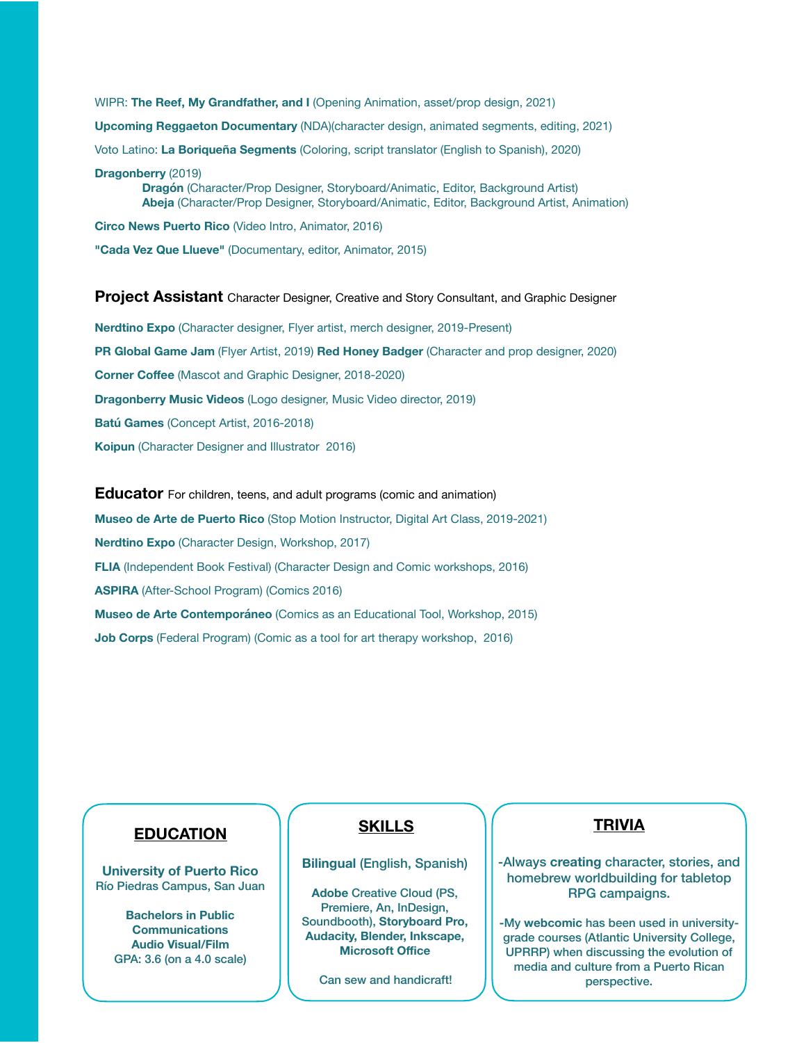WIPR: **The Reef, My Grandfather, and I** (Opening Animation, asset/prop design, 2021)

**Upcoming Reggaeton Documentary** (NDA)(character design, animated segments, editing, 2021)

Voto Latino: **La Boriqueña Segments** (Coloring, script translator (English to Spanish), 2020)

**Dragonberry** (2019)

- **Dragón** (Character/Prop Designer, Storyboard/Animatic, Editor, Background Artist)
- **Abeja** (Character/Prop Designer, Storyboard/Animatic, Editor, Background Artist, Animation)

**Circo News Puerto Rico** (Video Intro, Animator, 2016)

**"Cada Vez Que Llueve"** (Documentary, editor, Animator, 2015)

## Project Assistant
Character Designer, Creative and Story Consultant, and Graphic Designer

**Nerdtino Expo** (Character designer, Flyer artist, merch designer, 2019-Present)

**PR Global Game Jam** (Flyer Artist, 2019) **Red Honey Badger** (Character and prop designer, 2020)

**Corner Coffee** (Mascot and Graphic Designer, 2018-2020)

**Dragonberry Music Videos** (Logo designer, Music Video director, 2019)

**Batú Games** (Concept Artist, 2016-2018)

**Koipun** (Character Designer and Illustrator 2016)

## Educator
For children, teens, and adult programs (comic and animation)

**Museo de Arte de Puerto Rico** (Stop Motion Instructor, Digital Art Class, 2019-2021)

**Nerdtino Expo** (Character Design, Workshop, 2017)

**FLIA** (Independent Book Festival) (Character Design and Comic workshops, 2016)

**ASPIRA** (After-School Program) (Comics 2016)

**Museo de Arte Contemporáneo** (Comics as an Educational Tool, Workshop, 2015)

**Job Corps** (Federal Program) (Comic as a tool for art therapy workshop, 2016)

## EDUCATION

**University of Puerto Rico**
Río Piedras Campus, San Juan

**Bachelors in Public Communications Audio Visual/Film**
GPA: 3.6 (on a 4.0 scale)

## SKILLS

**Bilingual** (English, Spanish)

**Adobe** Creative Cloud (PS, Premiere, An, InDesign, Soundbooth), **Storyboard Pro, Audacity, Blender, Inkscape, Microsoft Office**

Can sew and handicraft!

## TRIVIA

-Always **creating** character, stories, and homebrew worldbuilding for tabletop RPG campaigns.

-My **webcomic** has been used in university-grade courses (Atlantic University College, UPRRP) when discussing the evolution of media and culture from a Puerto Rican perspective.